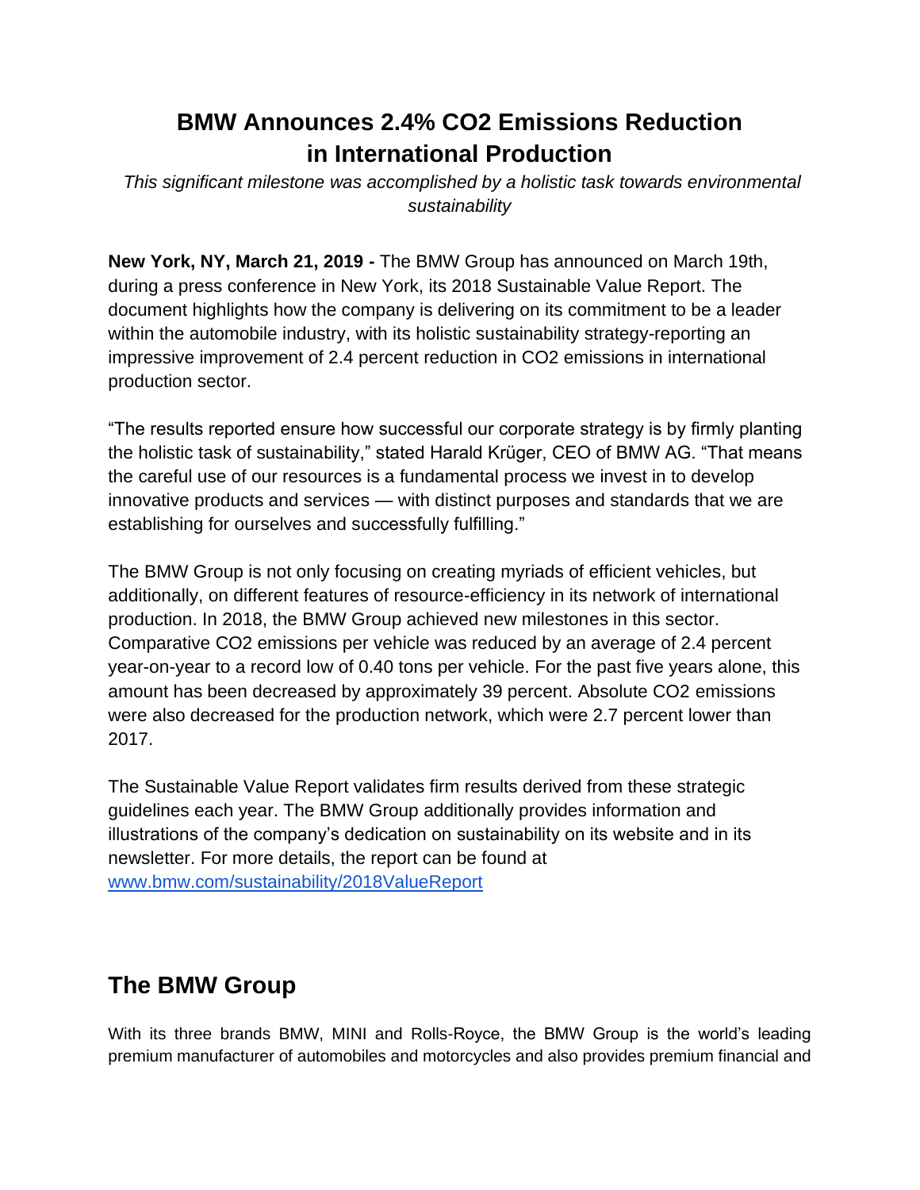# BMW Announces 2.4% $CO_2$ Emissions Reduction in International Production

*This significant milestone was accomplished by a holistic task towards environmental sustainability*

**New York, NY, March 21, 2019 -** The BMW Group has announced on March 19th, during a press conference in New York, its 2018 Sustainable Value Report. The document highlights how the company is delivering on its commitment to be a leader within the automobile industry, with its holistic sustainability strategy-reporting an impressive improvement of 2.4 percent reduction in $CO_2$ emissions in international production sector.

"The results reported ensure how successful our corporate strategy is by firmly planting the holistic task of sustainability," stated Harald Krüger, CEO of BMW AG. "That means the careful use of our resources is a fundamental process we invest in to develop innovative products and services — with distinct purposes and standards that we are establishing for ourselves and successfully fulfilling."

The BMW Group is not only focusing on creating myriads of efficient vehicles, but additionally, on different features of resource-efficiency in its network of international production. In 2018, the BMW Group achieved new milestones in this sector. Comparative $CO_2$ emissions per vehicle was reduced by an average of 2.4 percent year-on-year to a record low of 0.40 tons per vehicle. For the past five years alone, this amount has been decreased by approximately 39 percent. Absolute $CO_2$ emissions were also decreased for the production network, which were 2.7 percent lower than 2017.

The Sustainable Value Report validates firm results derived from these strategic guidelines each year. The BMW Group additionally provides information and illustrations of the company's dedication on sustainability on its website and in its newsletter. For more details, the report can be found at [www.bmw.com/sustainability/2018ValueReport](www.bmw.com/sustainability/2018ValueReport)

## The BMW Group

With its three brands BMW, MINI and Rolls-Royce, the BMW Group is the world's leading premium manufacturer of automobiles and motorcycles and also provides premium financial and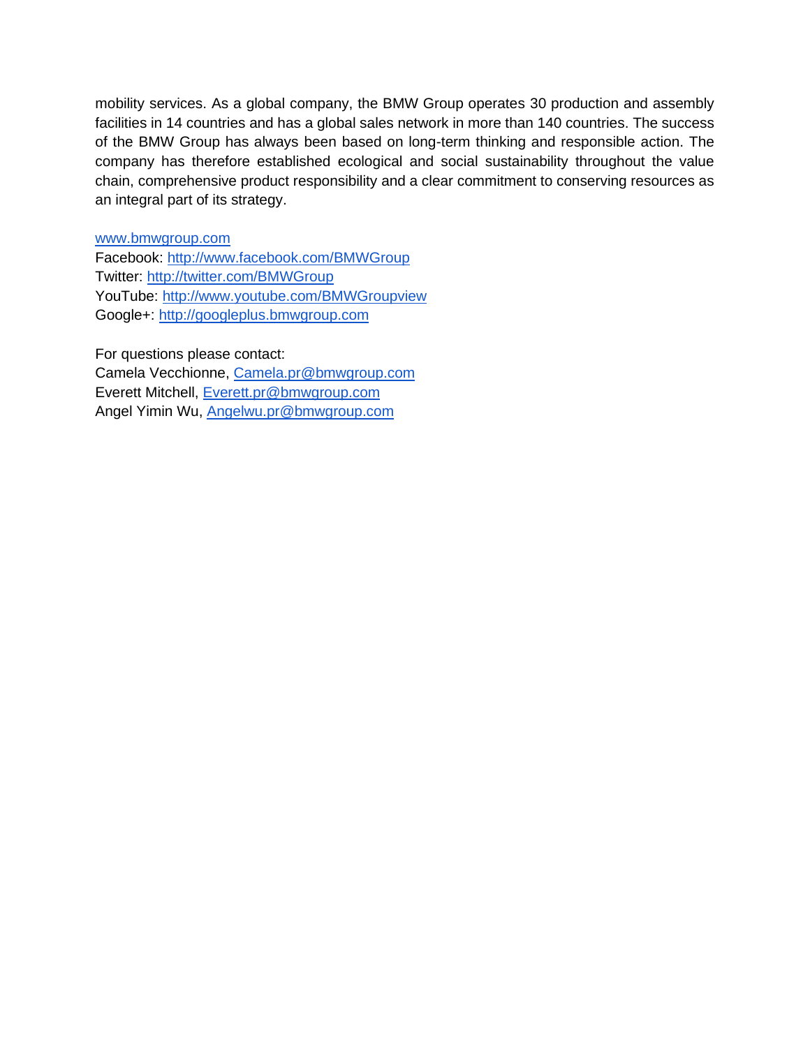mobility services. As a global company, the BMW Group operates 30 production and assembly facilities in 14 countries and has a global sales network in more than 140 countries. The success of the BMW Group has always been based on long-term thinking and responsible action. The company has therefore established ecological and social sustainability throughout the value chain, comprehensive product responsibility and a clear commitment to conserving resources as an integral part of its strategy.

www.bmwgroup.com
Facebook: http://www.facebook.com/BMWGroup
Twitter: http://twitter.com/BMWGroup
YouTube: http://www.youtube.com/BMWGroupview
Google+: http://googleplus.bmwgroup.com

For questions please contact:
Camela Vecchionne, Camela.pr@bmwgroup.com
Everett Mitchell, Everett.pr@bmwgroup.com
Angel Yimin Wu, Angelwu.pr@bmwgroup.com